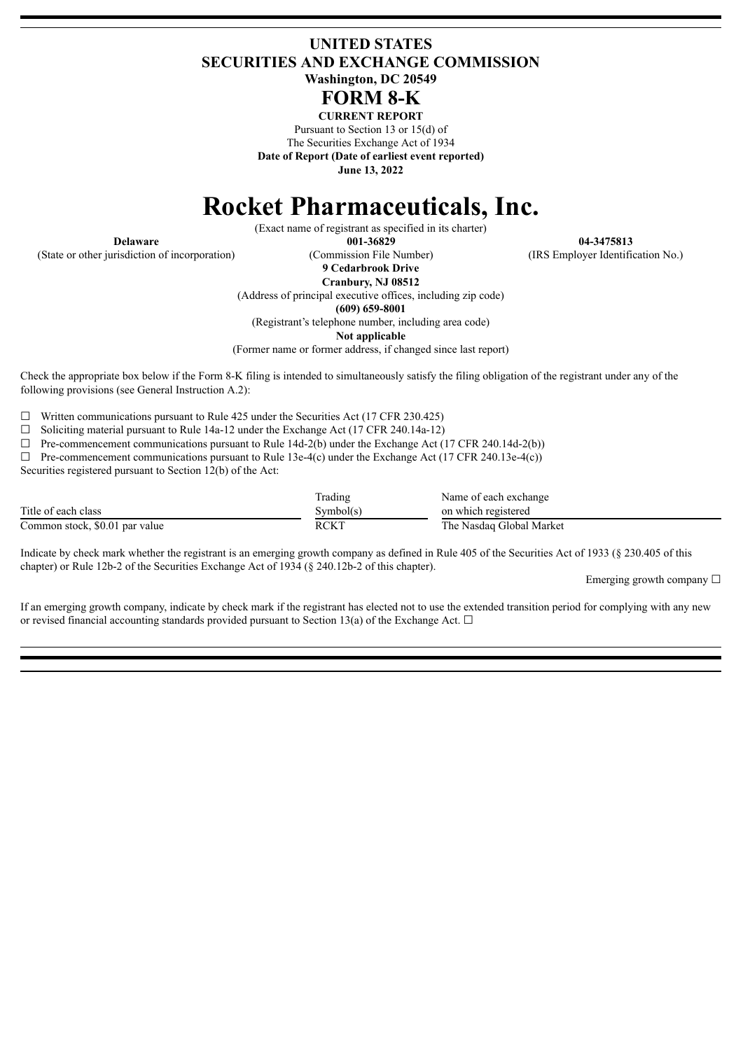# UNITED STATES
# SECURITIES AND EXCHANGE COMMISSION

**Washington, DC 20549**

# FORM 8-K

**CURRENT REPORT**

Pursuant to Section 13 or 15(d) of
The Securities Exchange Act of 1934

**Date of Report (Date of earliest event reported)**
**June 13, 2022**

# Rocket Pharmaceuticals, Inc.

(Exact name of registrant as specified in its charter)

| **Delaware** | **001-36829** | **04-3475813** |
|---|---|---|
| (State or other jurisdiction of incorporation) | (Commission File Number) | (IRS Employer Identification No.) |

**9 Cedarbrook Drive**
**Cranbury, NJ 08512**
(Address of principal executive offices, including zip code)

**(609) 659-8001**
(Registrant's telephone number, including area code)

**Not applicable**
(Former name or former address, if changed since last report)

Check the appropriate box below if the Form 8-K filing is intended to simultaneously satisfy the filing obligation of the registrant under any of the following provisions (see General Instruction A.2):

☐ Written communications pursuant to Rule 425 under the Securities Act (17 CFR 230.425)
☐ Soliciting material pursuant to Rule 14a-12 under the Exchange Act (17 CFR 240.14a-12)
☐ Pre-commencement communications pursuant to Rule 14d-2(b) under the Exchange Act (17 CFR 240.14d-2(b))
☐ Pre-commencement communications pursuant to Rule 13e-4(c) under the Exchange Act (17 CFR 240.13e-4(c))

Securities registered pursuant to Section 12(b) of the Act:

| Title of each class | Trading Symbol(s) | Name of each exchange on which registered |
|---|---|---|
| Common stock, $0.01 par value | RCKT | The Nasdaq Global Market |

Indicate by check mark whether the registrant is an emerging growth company as defined in Rule 405 of the Securities Act of 1933 (§ 230.405 of this chapter) or Rule 12b-2 of the Securities Exchange Act of 1934 (§ 240.12b-2 of this chapter).

Emerging growth company ☐

If an emerging growth company, indicate by check mark if the registrant has elected not to use the extended transition period for complying with any new or revised financial accounting standards provided pursuant to Section 13(a) of the Exchange Act. ☐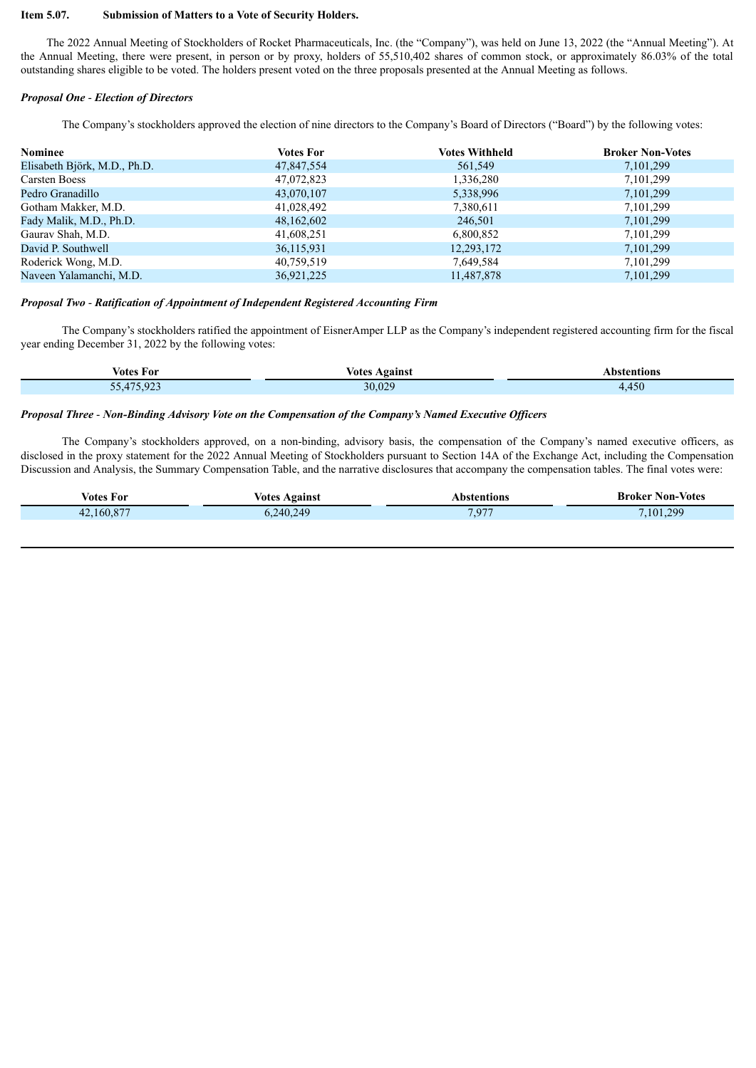**Item 5.07. Submission of Matters to a Vote of Security Holders.**

The 2022 Annual Meeting of Stockholders of Rocket Pharmaceuticals, Inc. (the "Company"), was held on June 13, 2022 (the "Annual Meeting"). At the Annual Meeting, there were present, in person or by proxy, holders of 55,510,402 shares of common stock, or approximately 86.03% of the total outstanding shares eligible to be voted. The holders present voted on the three proposals presented at the Annual Meeting as follows.

***Proposal One - Election of Directors***

The Company's stockholders approved the election of nine directors to the Company's Board of Directors ("Board") by the following votes:

| Nominee | Votes For | Votes Withheld | Broker Non-Votes |
|---|---|---|---|
| Elisabeth Björk, M.D., Ph.D. | 47,847,554 | 561,549 | 7,101,299 |
| Carsten Boess | 47,072,823 | 1,336,280 | 7,101,299 |
| Pedro Granadillo | 43,070,107 | 5,338,996 | 7,101,299 |
| Gotham Makker, M.D. | 41,028,492 | 7,380,611 | 7,101,299 |
| Fady Malik, M.D., Ph.D. | 48,162,602 | 246,501 | 7,101,299 |
| Gaurav Shah, M.D. | 41,608,251 | 6,800,852 | 7,101,299 |
| David P. Southwell | 36,115,931 | 12,293,172 | 7,101,299 |
| Roderick Wong, M.D. | 40,759,519 | 7,649,584 | 7,101,299 |
| Naveen Yalamanchi, M.D. | 36,921,225 | 11,487,878 | 7,101,299 |

***Proposal Two - Ratification of Appointment of Independent Registered Accounting Firm***

The Company's stockholders ratified the appointment of EisnerAmper LLP as the Company's independent registered accounting firm for the fiscal year ending December 31, 2022 by the following votes:

| Votes For | Votes Against | Abstentions |
|---|---|---|
| 55,475,923 | 30,029 | 4,450 |

***Proposal Three - Non-Binding Advisory Vote on the Compensation of the Company's Named Executive Officers***

The Company's stockholders approved, on a non-binding, advisory basis, the compensation of the Company's named executive officers, as disclosed in the proxy statement for the 2022 Annual Meeting of Stockholders pursuant to Section 14A of the Exchange Act, including the Compensation Discussion and Analysis, the Summary Compensation Table, and the narrative disclosures that accompany the compensation tables. The final votes were:

| Votes For | Votes Against | Abstentions | Broker Non-Votes |
|---|---|---|---|
| 42,160,877 | 6,240,249 | 7,977 | 7,101,299 |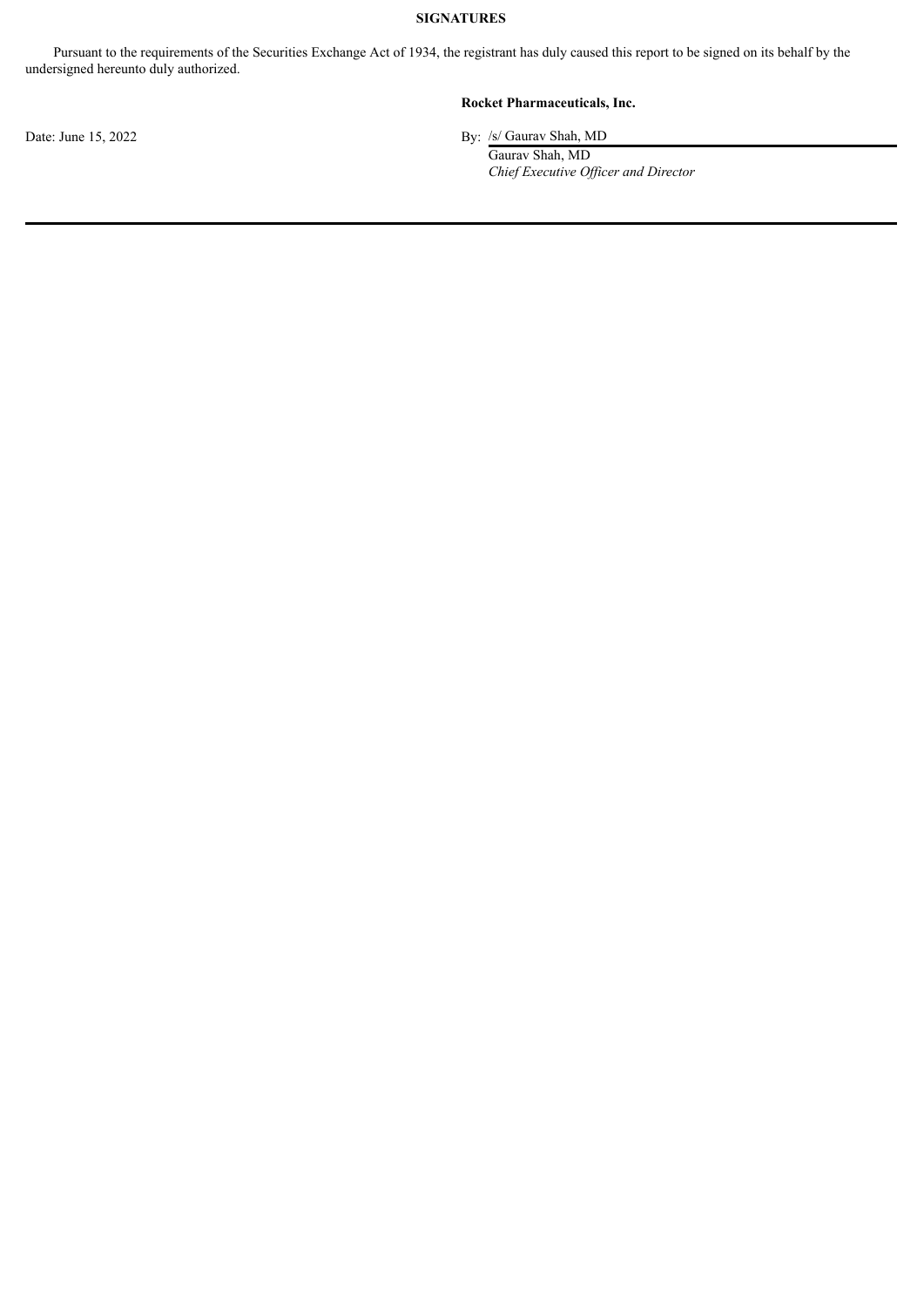**SIGNATURES**

Pursuant to the requirements of the Securities Exchange Act of 1934, the registrant has duly caused this report to be signed on its behalf by the undersigned hereunto duly authorized.

**Rocket Pharmaceuticals, Inc.**

Date: June 15, 2022

By: /s/ Gaurav Shah, MD

Gaurav Shah, MD

*Chief Executive Officer and Director*